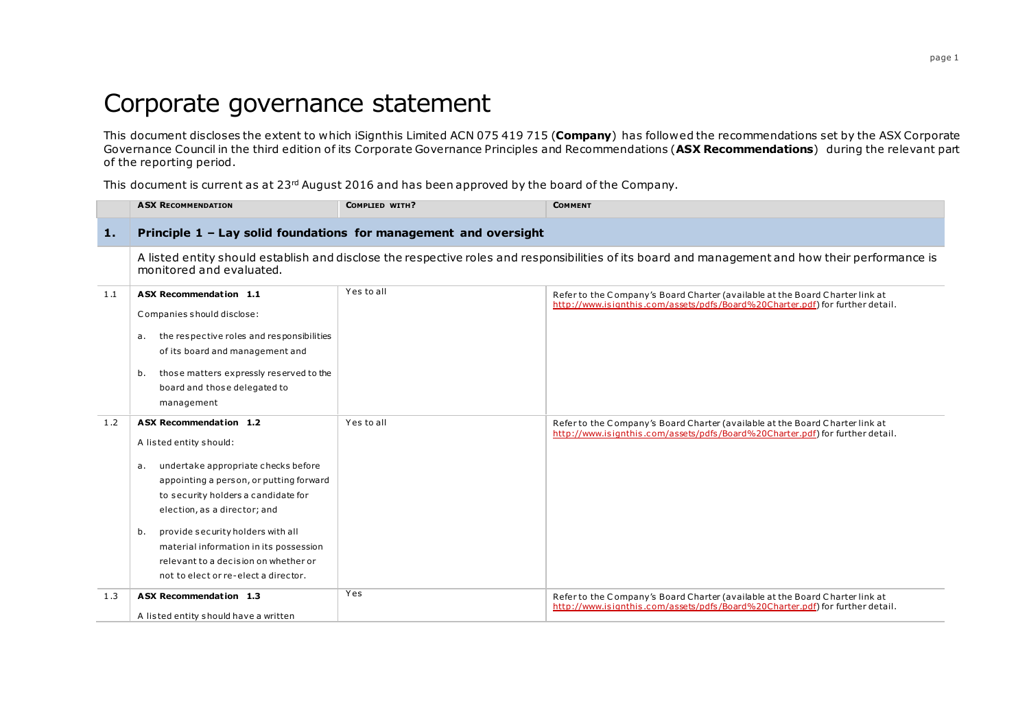# Corporate governance statement

This document discloses the extent to which iSignthis Limited ACN 075 419 715 (**Company**) has followed the recommendations set by the ASX Corporate Governance Council in the third edition of its Corporate Governance Principles and Recommendations (**ASX Recommendations**) during the relevant part of the reporting period.

This document is current as at 23rd August 2016 and has been approved by the board of the Company.

| | ASX RECOMMENDATION | COMPLIED WITH? | COMMENT |
|---|---|---|---|
| **1.** | **Principle 1 – Lay solid foundations for management and oversight** | | |
| | A listed entity should establish and disclose the respective roles and responsibilities of its board and management and how their performance is monitored and evaluated. | | |
| 1.1 | **ASX Recommendation 1.1**<br>Companies should disclose:<br>a. the respective roles and responsibilities of its board and management and<br>b. those matters expressly reserved to the board and those delegated to management | Yes to all | Refer to the Company's Board Charter (available at the Board Charter link at http://www.isignthis.com/assets/pdfs/Board%20Charter.pdf) for further detail. |
| 1.2 | **ASX Recommendation 1.2**<br>A listed entity should:<br>a. undertake appropriate checks before appointing a person, or putting forward to security holders a candidate for election, as a director; and<br>b. provide security holders with all material information in its possession relevant to a decision on whether or not to elect or re-elect a director. | Yes to all | Refer to the Company's Board Charter (available at the Board Charter link at http://www.isignthis.com/assets/pdfs/Board%20Charter.pdf) for further detail. |
| 1.3 | **ASX Recommendation 1.3**<br>A listed entity should have a written | Yes | Refer to the Company's Board Charter (available at the Board Charter link at http://www.isignthis.com/assets/pdfs/Board%20Charter.pdf) for further detail. |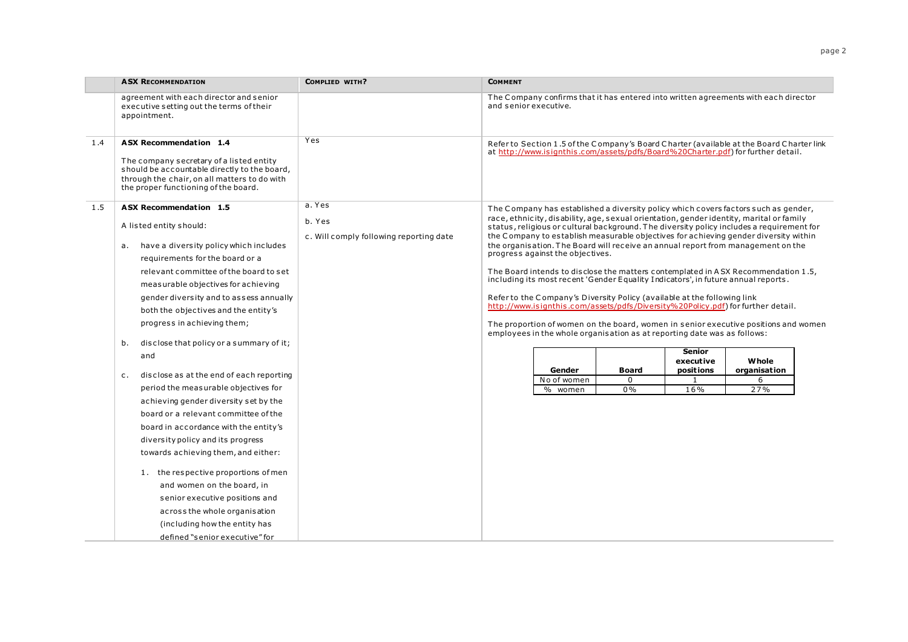| | ASX RECOMMENDATION | COMPLIED WITH? | COMMENT |
|---|---|---|---|
| | agreement with each director and senior executive setting out the terms of their appointment. | | The Company confirms that it has entered into written agreements with each director and senior executive. |
| 1.4 | **ASX Recommendation 1.4**<br><br>The company secretary of a listed entity should be accountable directly to the board, through the chair, on all matters to do with the proper functioning of the board. | Yes | Refer to Section 1.5 of the Company's Board Charter (available at the Board Charter link at http://www.isignthis.com/assets/pdfs/Board%20Charter.pdf) for further detail. |
| 1.5 | **ASX Recommendation 1.5**<br><br>A listed entity should:<br><br>a. have a diversity policy which includes requirements for the board or a relevant committee of the board to set measurable objectives for achieving gender diversity and to assess annually both the objectives and the entity's progress in achieving them;<br><br>b. disclose that policy or a summary of it; and<br><br>c. disclose as at the end of each reporting period the measurable objectives for achieving gender diversity set by the board or a relevant committee of the board in accordance with the entity's diversity policy and its progress towards achieving them, and either:<br><br>1. the respective proportions of men and women on the board, in senior executive positions and across the whole organisation (including how the entity has defined "senior executive" for | a. Yes<br><br>b. Yes<br><br>c. Will comply following reporting date | The Company has established a diversity policy which covers factors such as gender, race, ethnicity, disability, age, sexual orientation, gender identity, marital or family status, religious or cultural background. The diversity policy includes a requirement for the Company to establish measurable objectives for achieving gender diversity within the organisation. The Board will receive an annual report from management on the progress against the objectives.<br><br>The Board intends to disclose the matters contemplated in ASX Recommendation 1.5, including its most recent 'Gender Equality Indicators', in future annual reports.<br><br>Refer to the Company's Diversity Policy (available at the following link http://www.isignthis.com/assets/pdfs/Diversity%20Policy.pdf) for further detail.<br><br>The proportion of women on the board, women in senior executive positions and women employees in the whole organisation as at reporting date was as follows:<br><br>**Gender** / **Board** / **Senior executive positions** / **Whole organisation**<br>No of women / 0 / 1 / 6<br>% women / 0% / 16% / 27% |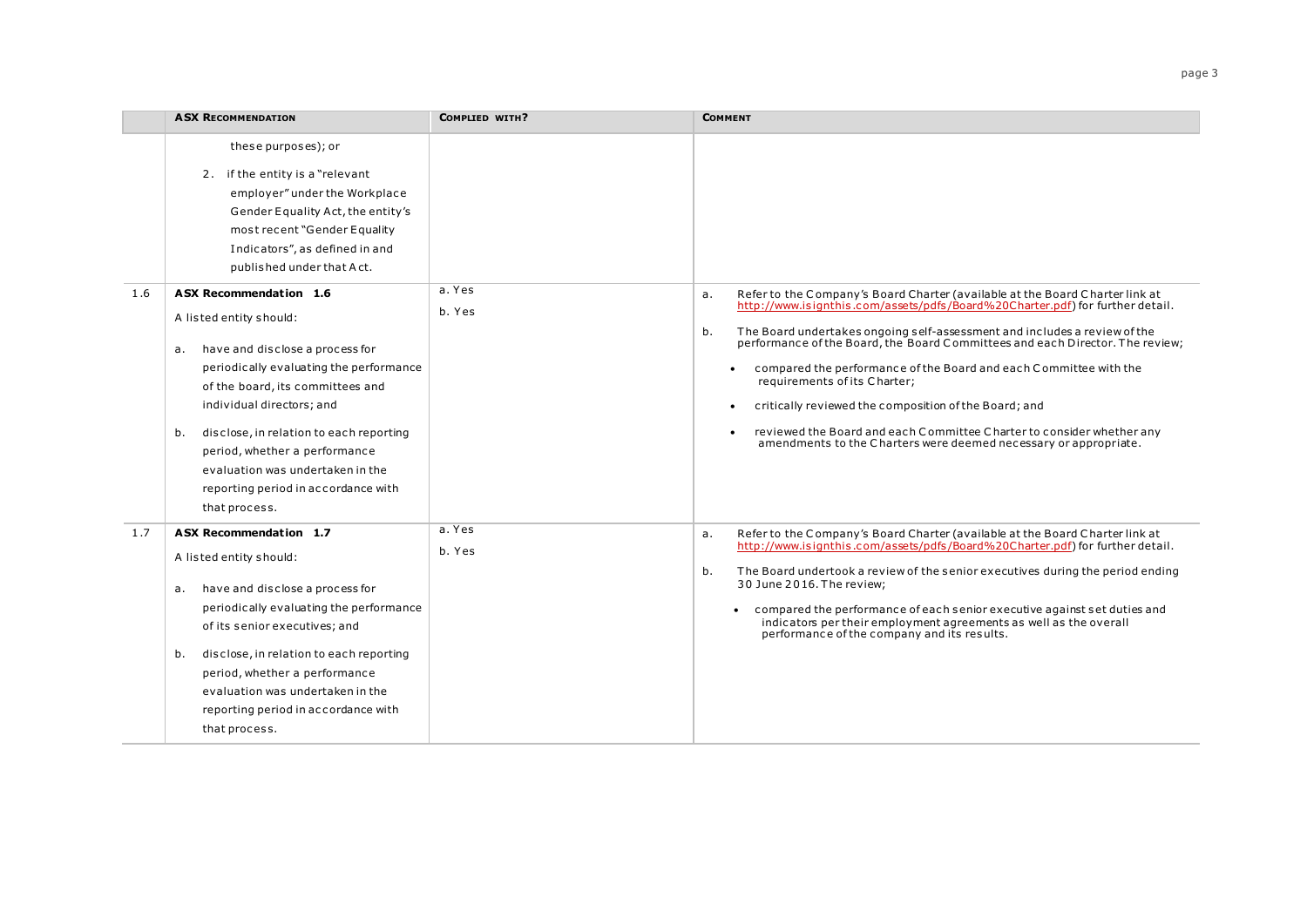|  | ASX Recommendation | Complied with? | Comment |
|---|---|---|---|
|  | these purposes); or<br><br>2. if the entity is a "relevant employer" under the Workplace Gender Equality Act, the entity's most recent "Gender Equality Indicators", as defined in and published under that Act. |  |  |
| 1.6 | **ASX Recommendation 1.6**<br><br>A listed entity should:<br><br>a. have and disclose a process for periodically evaluating the performance of the board, its committees and individual directors; and<br><br>b. disclose, in relation to each reporting period, whether a performance evaluation was undertaken in the reporting period in accordance with that process. | a. Yes<br>b. Yes | a. Refer to the Company's Board Charter (available at the Board Charter link at http://www.isignthis.com/assets/pdfs/Board%20Charter.pdf) for further detail.<br><br>b. The Board undertakes ongoing self-assessment and includes a review of the performance of the Board, the Board Committees and each Director. The review;<br><br>• compared the performance of the Board and each Committee with the requirements of its Charter;<br>• critically reviewed the composition of the Board; and<br>• reviewed the Board and each Committee Charter to consider whether any amendments to the Charters were deemed necessary or appropriate. |
| 1.7 | **ASX Recommendation 1.7**<br><br>A listed entity should:<br><br>a. have and disclose a process for periodically evaluating the performance of its senior executives; and<br><br>b. disclose, in relation to each reporting period, whether a performance evaluation was undertaken in the reporting period in accordance with that process. | a. Yes<br>b. Yes | a. Refer to the Company's Board Charter (available at the Board Charter link at http://www.isignthis.com/assets/pdfs/Board%20Charter.pdf) for further detail.<br><br>b. The Board undertook a review of the senior executives during the period ending 30 June 2016. The review;<br><br>• compared the performance of each senior executive against set duties and indicators per their employment agreements as well as the overall performance of the company and its results. |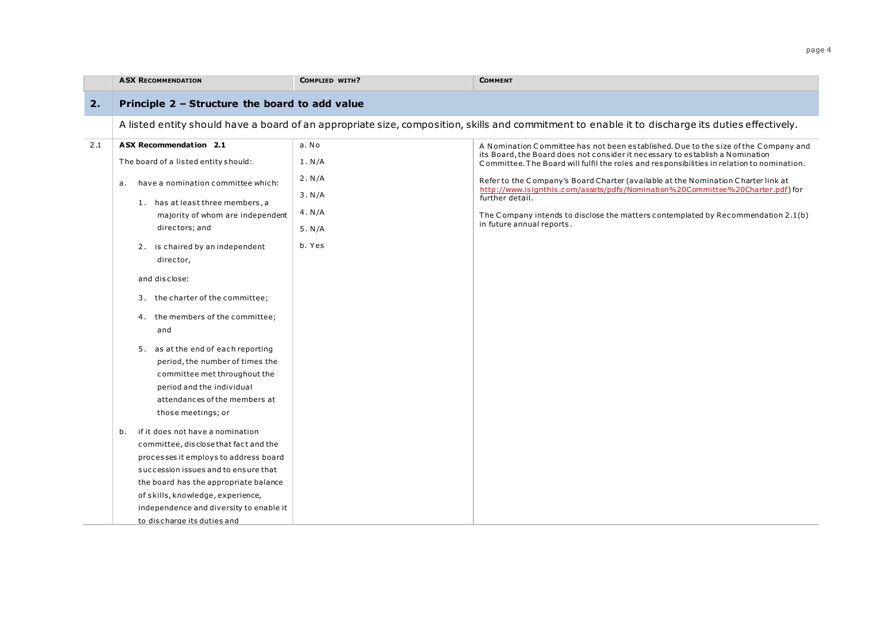| | ASX RECOMMENDATION | COMPLIED WITH? | COMMENT |
|---|---|---|---|
| **2.** | **Principle 2 – Structure the board to add value** | | |
| | A listed entity should have a board of an appropriate size, composition, skills and commitment to enable it to discharge its duties effectively. | | |
| 2.1 | **ASX Recommendation 2.1**<br><br>The board of a listed entity should:<br><br>a. have a nomination committee which:<br><br>1. has at least three members, a majority of whom are independent directors; and<br><br>2. is chaired by an independent director,<br><br>and disclose:<br><br>3. the charter of the committee;<br><br>4. the members of the committee; and<br><br>5. as at the end of each reporting period, the number of times the committee met throughout the period and the individual attendances of the members at those meetings; or<br><br>b. if it does not have a nomination committee, disclose that fact and the processes it employs to address board succession issues and to ensure that the board has the appropriate balance of skills, knowledge, experience, independence and diversity to enable it to discharge its duties and | a. No<br><br>1. N/A<br><br>2. N/A<br><br>3. N/A<br><br>4. N/A<br><br>5. N/A<br><br>b. Yes | A Nomination Committee has not been established. Due to the size of the Company and its Board, the Board does not consider it necessary to establish a Nomination Committee. The Board will fulfil the roles and responsibilities in relation to nomination.<br><br>Refer to the Company's Board Charter (available at the Nomination Charter link at http://www.isignthis.com/assets/pdfs/Nomination%20Committee%20Charter.pdf) for further detail.<br><br>The Company intends to disclose the matters contemplated by Recommendation 2.1(b) in future annual reports. |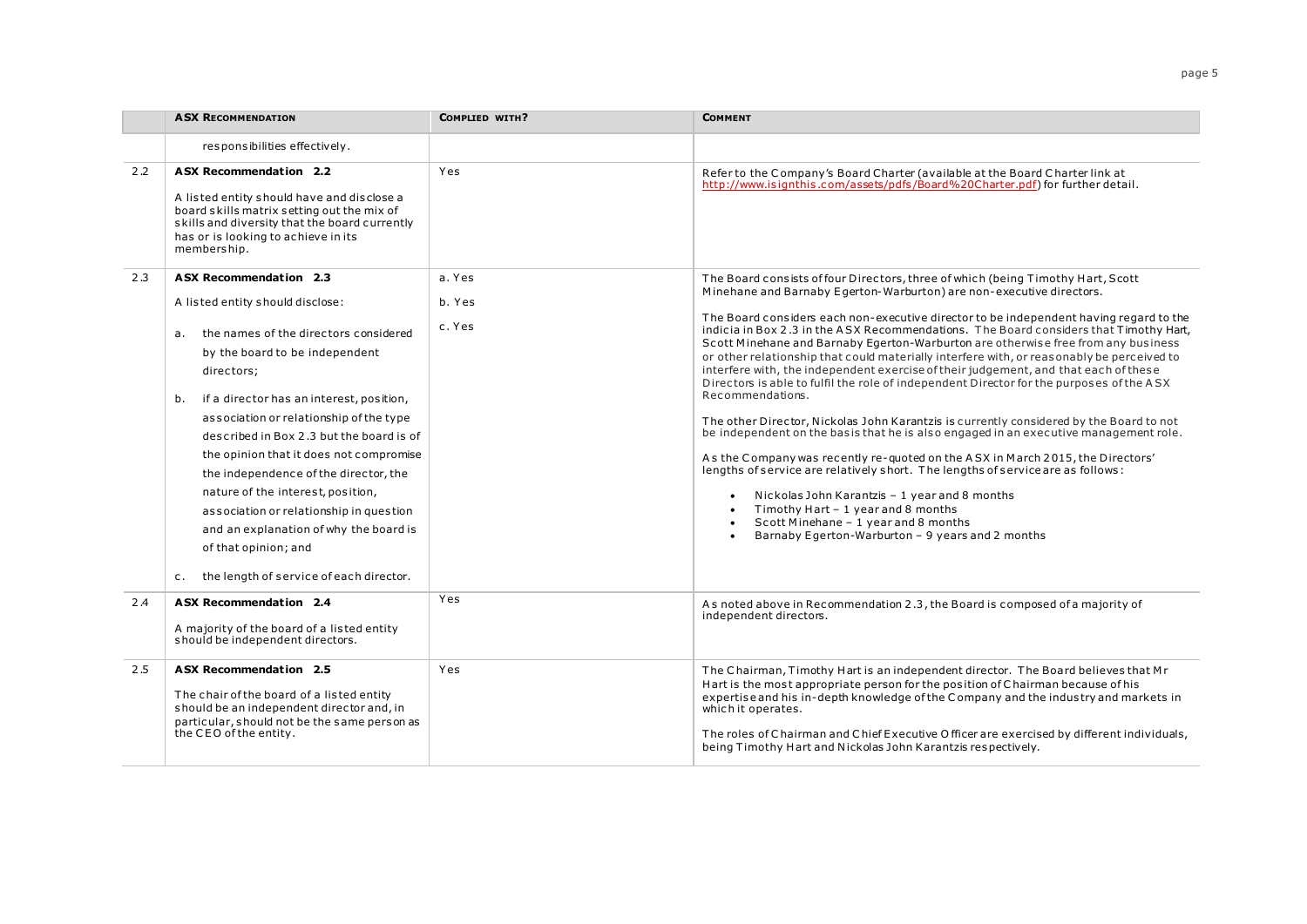| | ASX RECOMMENDATION | COMPLIED WITH? | COMMENT |
|---|---|---|---|
| | responsibilities effectively. | | |
| 2.2 | **ASX Recommendation 2.2**<br><br>A listed entity should have and disclose a board skills matrix setting out the mix of skills and diversity that the board currently has or is looking to achieve in its membership. | Yes | Refer to the Company's Board Charter (available at the Board Charter link at [http://www.isignthis.com/assets/pdfs/Board%20Charter.pdf](http://www.isignthis.com/assets/pdfs/Board%20Charter.pdf)) for further detail. |
| 2.3 | **ASX Recommendation 2.3**<br><br>A listed entity should disclose:<br><br>a. the names of the directors considered by the board to be independent directors;<br><br>b. if a director has an interest, position, association or relationship of the type described in Box 2.3 but the board is of the opinion that it does not compromise the independence of the director, the nature of the interest, position, association or relationship in question and an explanation of why the board is of that opinion; and<br><br>c. the length of service of each director. | a. Yes<br><br>b. Yes<br><br>c. Yes | The Board consists of four Directors, three of which (being Timothy Hart, Scott Minehane and Barnaby Egerton-Warburton) are non-executive directors.<br><br>The Board considers each non-executive director to be independent having regard to the indicia in Box 2.3 in the ASX Recommendations. The Board considers that Timothy Hart, Scott Minehane and Barnaby Egerton-Warburton are otherwise free from any business or other relationship that could materially interfere with, or reasonably be perceived to interfere with, the independent exercise of their judgement, and that each of these Directors is able to fulfil the role of independent Director for the purposes of the ASX Recommendations.<br><br>The other Director, Nickolas John Karantzis is currently considered by the Board to not be independent on the basis that he is also engaged in an executive management role.<br><br>As the Company was recently re-quoted on the ASX in March 2015, the Directors' lengths of service are relatively short. The lengths of service are as follows:<br><br>• Nickolas John Karantzis – 1 year and 8 months<br>• Timothy Hart – 1 year and 8 months<br>• Scott Minehane – 1 year and 8 months<br>• Barnaby Egerton-Warburton – 9 years and 2 months |
| 2.4 | **ASX Recommendation 2.4**<br><br>A majority of the board of a listed entity should be independent directors. | Yes | As noted above in Recommendation 2.3, the Board is composed of a majority of independent directors. |
| 2.5 | **ASX Recommendation 2.5**<br><br>The chair of the board of a listed entity should be an independent director and, in particular, should not be the same person as the CEO of the entity. | Yes | The Chairman, Timothy Hart is an independent director. The Board believes that Mr Hart is the most appropriate person for the position of Chairman because of his expertise and his in-depth knowledge of the Company and the industry and markets in which it operates.<br><br>The roles of Chairman and Chief Executive Officer are exercised by different individuals, being Timothy Hart and Nickolas John Karantzis respectively. |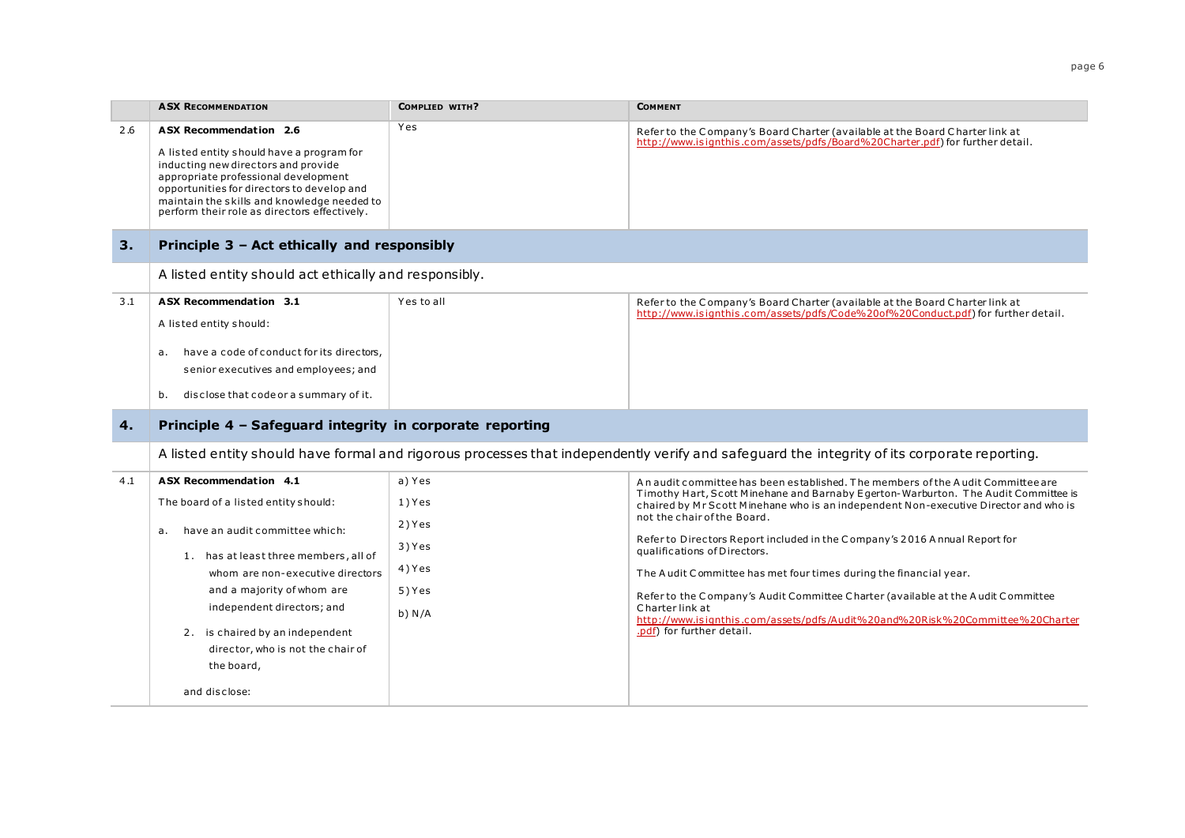| | ASX RECOMMENDATION | COMPLIED WITH? | COMMENT |
|---|---|---|---|
| 2.6 | **ASX Recommendation 2.6**<br><br>A listed entity should have a program for inducting new directors and provide appropriate professional development opportunities for directors to develop and maintain the skills and knowledge needed to perform their role as directors effectively. | Yes | Refer to the Company's Board Charter (available at the Board Charter link at http://www.isignthis.com/assets/pdfs/Board%20Charter.pdf) for further detail. |

## 3. Principle 3 – Act ethically and responsibly

A listed entity should act ethically and responsibly.

| | ASX RECOMMENDATION | COMPLIED WITH? | COMMENT |
|---|---|---|---|
| 3.1 | **ASX Recommendation 3.1**<br><br>A listed entity should:<br><br>a. have a code of conduct for its directors, senior executives and employees; and<br><br>b. disclose that code or a summary of it. | Yes to all | Refer to the Company's Board Charter (available at the Board Charter link at http://www.isignthis.com/assets/pdfs/Code%20of%20Conduct.pdf) for further detail. |

## 4. Principle 4 – Safeguard integrity in corporate reporting

A listed entity should have formal and rigorous processes that independently verify and safeguard the integrity of its corporate reporting.

| | ASX RECOMMENDATION | COMPLIED WITH? | COMMENT |
|---|---|---|---|
| 4.1 | **ASX Recommendation 4.1**<br><br>The board of a listed entity should:<br><br>a. have an audit committee which:<br><br>1. has at least three members, all of whom are non-executive directors and a majority of whom are independent directors; and<br><br>2. is chaired by an independent director, who is not the chair of the board,<br><br>and disclose: | a) Yes<br><br>1) Yes<br><br>2) Yes<br><br>3) Yes<br><br>4) Yes<br><br>5) Yes<br><br>b) N/A | An audit committee has been established. The members of the Audit Committee are Timothy Hart, Scott Minehane and Barnaby Egerton-Warburton. The Audit Committee is chaired by Mr Scott Minehane who is an independent Non-executive Director and who is not the chair of the Board.<br><br>Refer to Directors Report included in the Company's 2016 Annual Report for qualifications of Directors.<br><br>The Audit Committee has met four times during the financial year.<br><br>Refer to the Company's Audit Committee Charter (available at the Audit Committee Charter link at http://www.isignthis.com/assets/pdfs/Audit%20and%20Risk%20Committee%20Charter.pdf) for further detail. |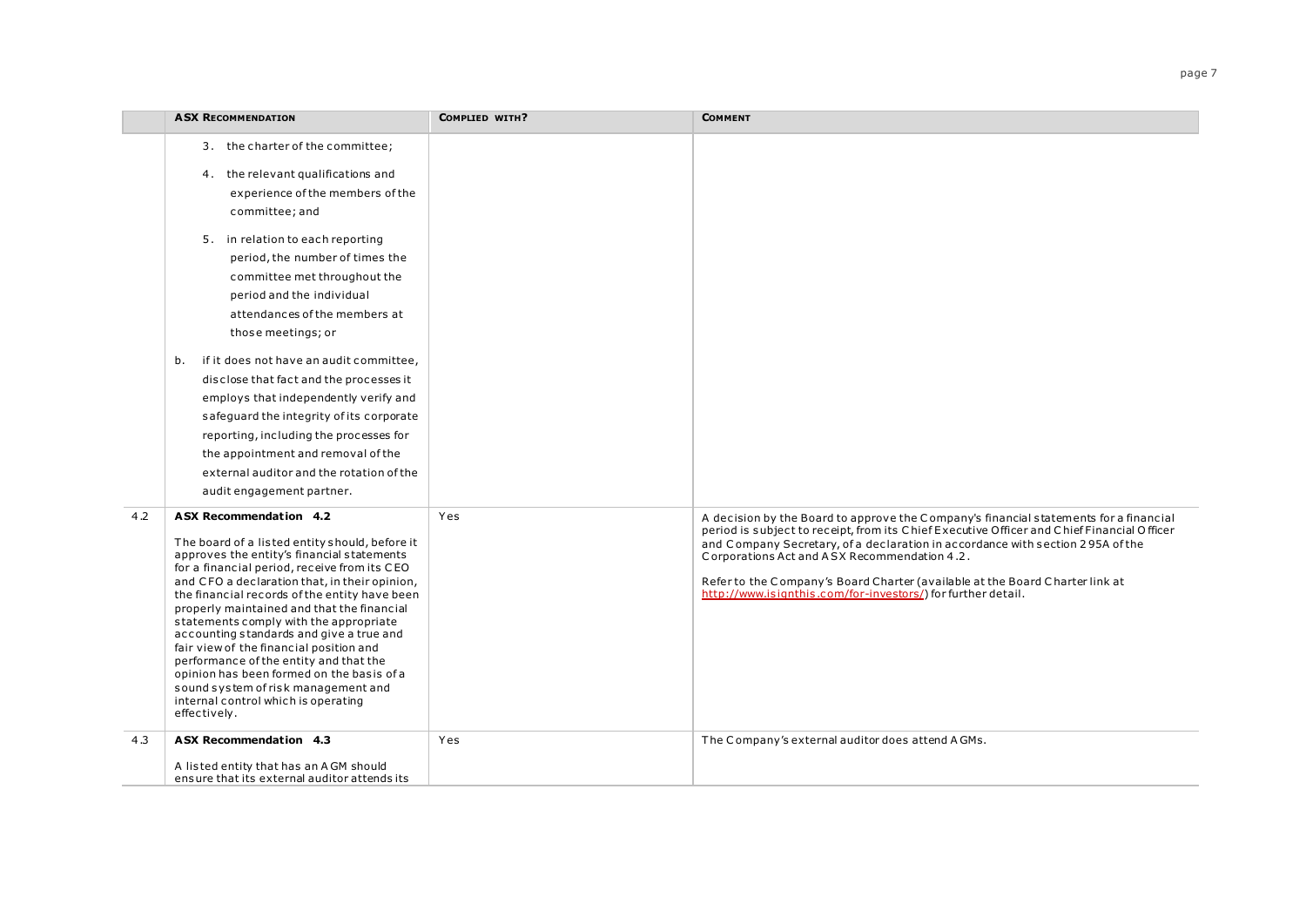|  | ASX RECOMMENDATION | COMPLIED WITH? | COMMENT |
|---|---|---|---|
|  | 3. the charter of the committee;<br><br>4. the relevant qualifications and experience of the members of the committee; and<br><br>5. in relation to each reporting period, the number of times the committee met throughout the period and the individual attendances of the members at those meetings; or<br><br>b. if it does not have an audit committee, disclose that fact and the processes it employs that independently verify and safeguard the integrity of its corporate reporting, including the processes for the appointment and removal of the external auditor and the rotation of the audit engagement partner. |  |  |
| 4.2 | **ASX Recommendation 4.2**<br><br>The board of a listed entity should, before it approves the entity's financial statements for a financial period, receive from its CEO and CFO a declaration that, in their opinion, the financial records of the entity have been properly maintained and that the financial statements comply with the appropriate accounting standards and give a true and fair view of the financial position and performance of the entity and that the opinion has been formed on the basis of a sound system of risk management and internal control which is operating effectively. | Yes | A decision by the Board to approve the Company's financial statements for a financial period is subject to receipt, from its Chief Executive Officer and Chief Financial Officer and Company Secretary, of a declaration in accordance with section 295A of the Corporations Act and ASX Recommendation 4.2.<br><br>Refer to the Company's Board Charter (available at the Board Charter link at http://www.isignthis.com/for-investors/) for further detail. |
| 4.3 | **ASX Recommendation 4.3**<br><br>A listed entity that has an AGM should ensure that its external auditor attends its | Yes | The Company's external auditor does attend AGMs. |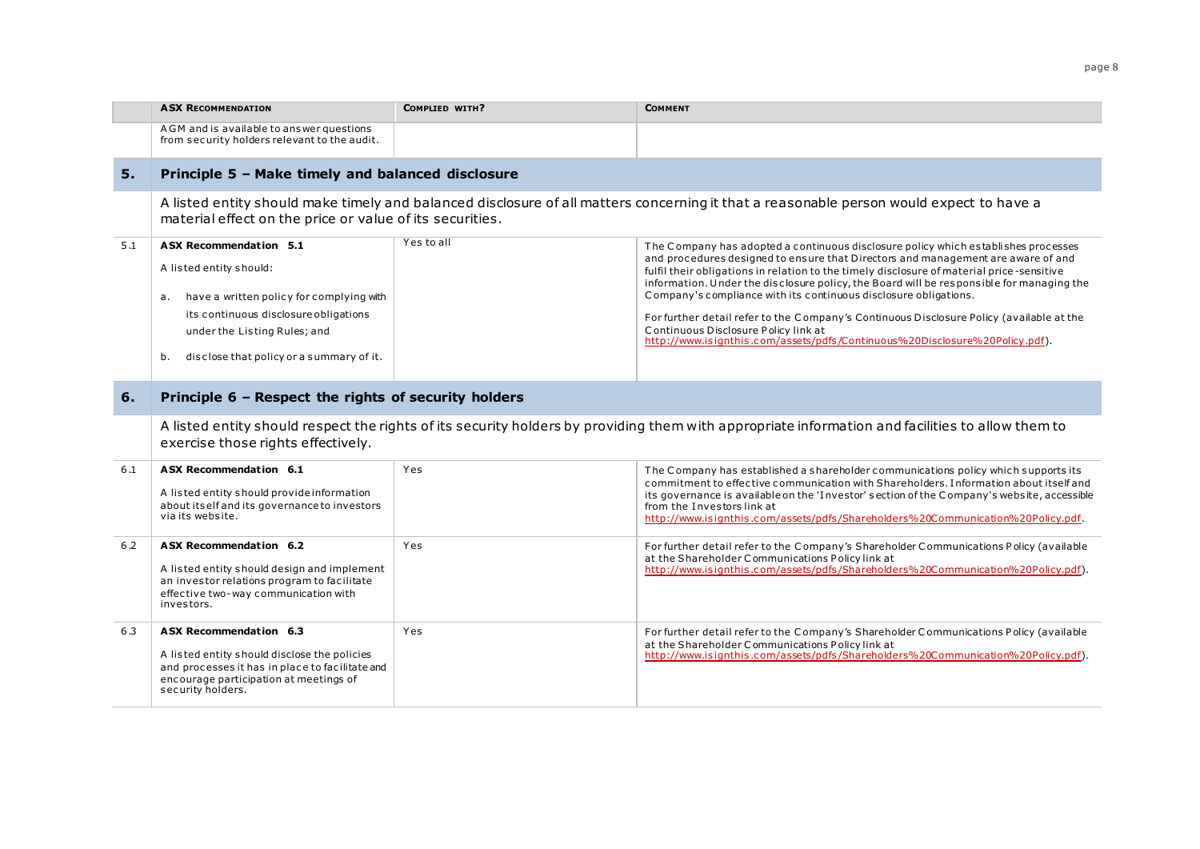| | ASX RECOMMENDATION | COMPLIED WITH? | COMMENT |
|---|---|---|---|
| | AGM and is available to answer questions from security holders relevant to the audit. | | |

## 5. Principle 5 – Make timely and balanced disclosure

A listed entity should make timely and balanced disclosure of all matters concerning it that a reasonable person would expect to have a material effect on the price or value of its securities.

| | ASX RECOMMENDATION | COMPLIED WITH? | COMMENT |
|---|---|---|---|
| 5.1 | **ASX Recommendation 5.1**<br>A listed entity should:<br>a. have a written policy for complying with its continuous disclosure obligations under the Listing Rules; and<br>b. disclose that policy or a summary of it. | Yes to all | The Company has adopted a continuous disclosure policy which establishes processes and procedures designed to ensure that Directors and management are aware of and fulfil their obligations in relation to the timely disclosure of material price-sensitive information. Under the disclosure policy, the Board will be responsible for managing the Company's compliance with its continuous disclosure obligations.<br>For further detail refer to the Company's Continuous Disclosure Policy (available at the Continuous Disclosure Policy link at http://www.isignthis.com/assets/pdfs/Continuous%20Disclosure%20Policy.pdf). |

## 6. Principle 6 – Respect the rights of security holders

A listed entity should respect the rights of its security holders by providing them with appropriate information and facilities to allow them to exercise those rights effectively.

| | ASX RECOMMENDATION | COMPLIED WITH? | COMMENT |
|---|---|---|---|
| 6.1 | **ASX Recommendation 6.1**<br>A listed entity should provide information about itself and its governance to investors via its website. | Yes | The Company has established a shareholder communications policy which supports its commitment to effective communication with Shareholders. Information about itself and its governance is available on the 'Investor' section of the Company's website, accessible from the Investors link at http://www.isignthis.com/assets/pdfs/Shareholders%20Communication%20Policy.pdf. |
| 6.2 | **ASX Recommendation 6.2**<br>A listed entity should design and implement an investor relations program to facilitate effective two-way communication with investors. | Yes | For further detail refer to the Company's Shareholder Communications Policy (available at the Shareholder Communications Policy link at http://www.isignthis.com/assets/pdfs/Shareholders%20Communication%20Policy.pdf). |
| 6.3 | **ASX Recommendation 6.3**<br>A listed entity should disclose the policies and processes it has in place to facilitate and encourage participation at meetings of security holders. | Yes | For further detail refer to the Company's Shareholder Communications Policy (available at the Shareholder Communications Policy link at http://www.isignthis.com/assets/pdfs/Shareholders%20Communication%20Policy.pdf). |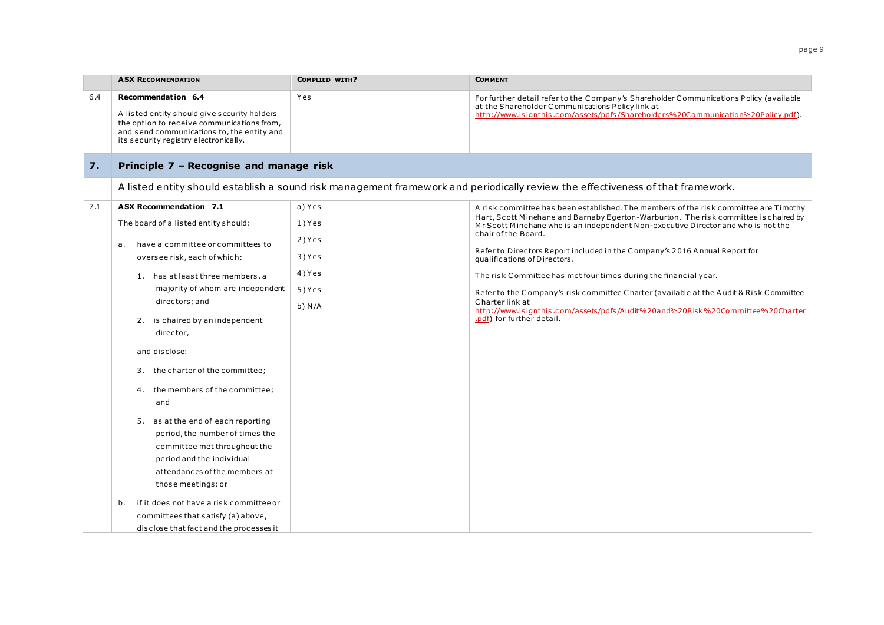| | ASX RECOMMENDATION | COMPLIED WITH? | COMMENT |
|---|---|---|---|
| 6.4 | **Recommendation 6.4**<br><br>A listed entity should give security holders the option to receive communications from, and send communications to, the entity and its security registry electronically. | Yes | For further detail refer to the Company's Shareholder Communications Policy (available at the Shareholder Communications Policy link at http://www.isignthis.com/assets/pdfs/Shareholders%20Communication%20Policy.pdf). |

## 7. Principle 7 – Recognise and manage risk

A listed entity should establish a sound risk management framework and periodically review the effectiveness of that framework.

| | ASX RECOMMENDATION | COMPLIED WITH? | COMMENT |
|---|---|---|---|
| 7.1 | **ASX Recommendation 7.1**<br><br>The board of a listed entity should:<br><br>a. have a committee or committees to oversee risk, each of which:<br><br>1. has at least three members, a majority of whom are independent directors; and<br><br>2. is chaired by an independent director,<br><br>and disclose:<br><br>3. the charter of the committee;<br><br>4. the members of the committee; and<br><br>5. as at the end of each reporting period, the number of times the committee met throughout the period and the individual attendances of the members at those meetings; or<br><br>b. if it does not have a risk committee or committees that satisfy (a) above, disclose that fact and the processes it | a) Yes<br><br>1) Yes<br><br>2) Yes<br><br>3) Yes<br><br>4) Yes<br><br>5) Yes<br><br>b) N/A | A risk committee has been established. The members of the risk committee are Timothy Hart, Scott Minehane and Barnaby Egerton-Warburton. The risk committee is chaired by Mr Scott Minehane who is an independent Non-executive Director and who is not the chair of the Board.<br><br>Refer to Directors Report included in the Company's 2016 Annual Report for qualifications of Directors.<br><br>The risk Committee has met four times during the financial year.<br><br>Refer to the Company's risk committee Charter (available at the Audit & Risk Committee Charter link at http://www.isignthis.com/assets/pdfs/Audit%20and%20Risk%20Committee%20Charter.pdf) for further detail. |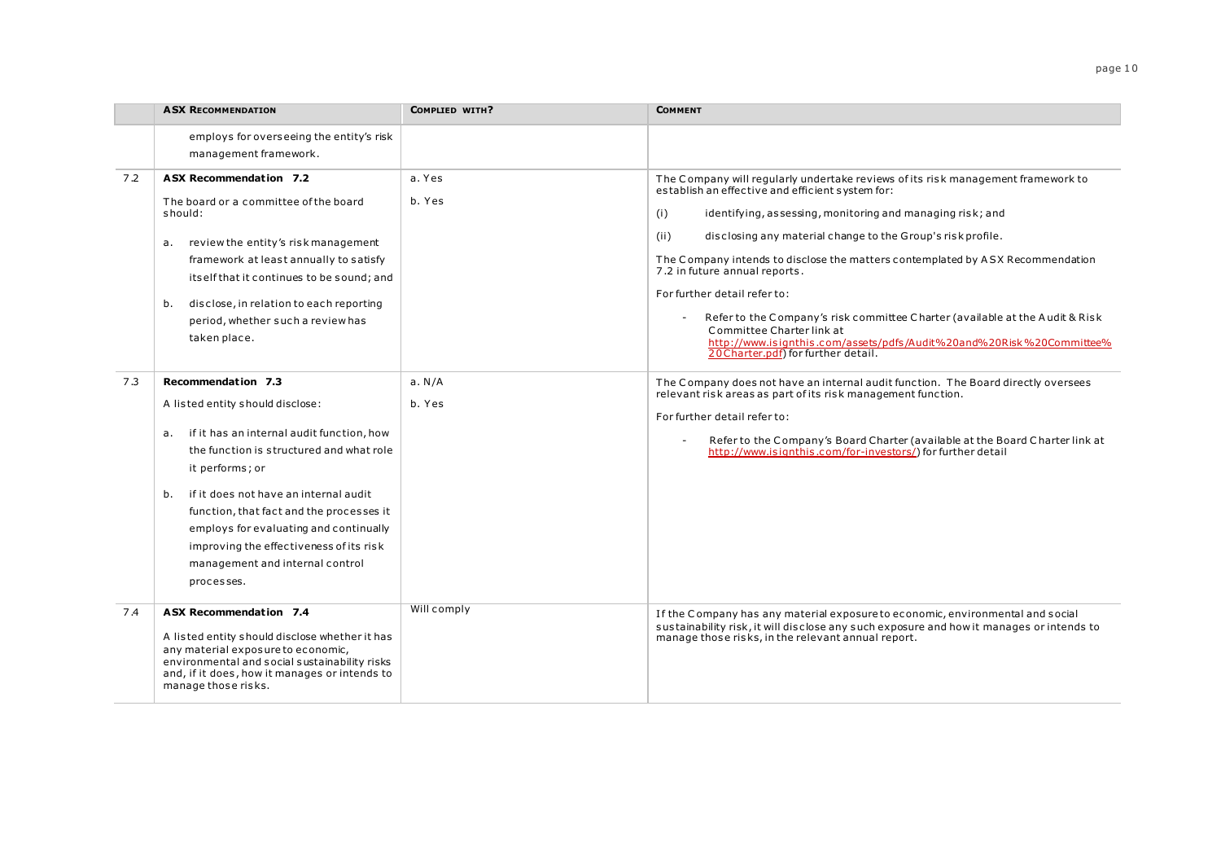| | ASX RECOMMENDATION | COMPLIED WITH? | COMMENT |
|---|---|---|---|
| | employs for overseeing the entity's risk management framework. | | |
| 7.2 | **ASX Recommendation 7.2**<br><br>The board or a committee of the board should:<br><br>a. review the entity's risk management framework at least annually to satisfy itself that it continues to be sound; and<br><br>b. disclose, in relation to each reporting period, whether such a review has taken place. | a. Yes<br><br>b. Yes | The Company will regularly undertake reviews of its risk management framework to establish an effective and efficient system for:<br><br>(i) identifying, assessing, monitoring and managing risk; and<br><br>(ii) disclosing any material change to the Group's risk profile.<br><br>The Company intends to disclose the matters contemplated by ASX Recommendation 7.2 in future annual reports.<br><br>For further detail refer to:<br><br>- Refer to the Company's risk committee Charter (available at the Audit & Risk Committee Charter link at http://www.isignthis.com/assets/pdfs/Audit%20and%20Risk%20Committee%20Charter.pdf) for further detail. |
| 7.3 | **Recommendation 7.3**<br><br>A listed entity should disclose:<br><br>a. if it has an internal audit function, how the function is structured and what role it performs; or<br><br>b. if it does not have an internal audit function, that fact and the processes it employs for evaluating and continually improving the effectiveness of its risk management and internal control processes. | a. N/A<br><br>b. Yes | The Company does not have an internal audit function. The Board directly oversees relevant risk areas as part of its risk management function.<br><br>For further detail refer to:<br><br>- Refer to the Company's Board Charter (available at the Board Charter link at http://www.isignthis.com/for-investors/) for further detail |
| 7.4 | **ASX Recommendation 7.4**<br><br>A listed entity should disclose whether it has any material exposure to economic, environmental and social sustainability risks and, if it does, how it manages or intends to manage those risks. | Will comply | If the Company has any material exposure to economic, environmental and social sustainability risk, it will disclose any such exposure and how it manages or intends to manage those risks, in the relevant annual report. |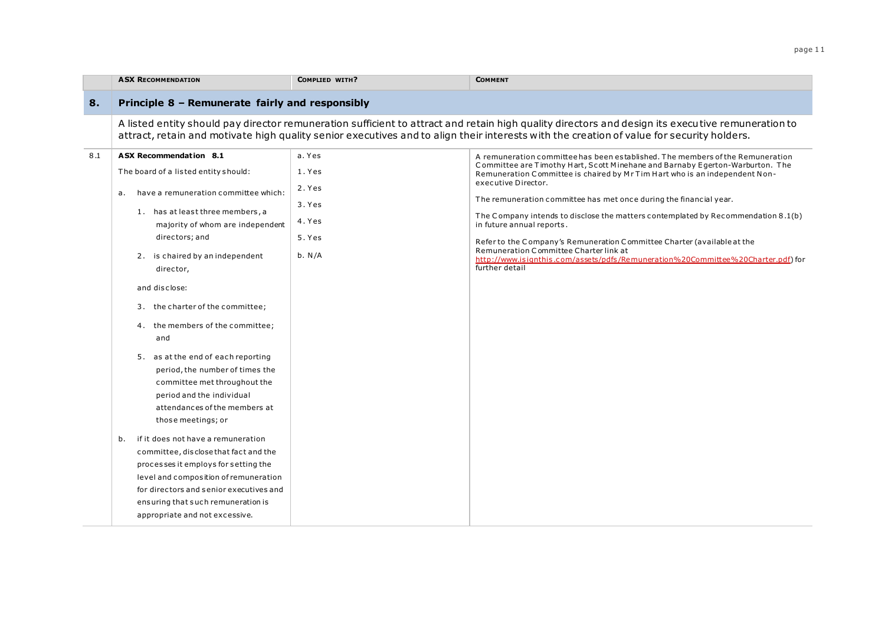| | ASX RECOMMENDATION | COMPLIED WITH? | COMMENT |
|---|---|---|---|
| **8.** | **Principle 8 – Remunerate fairly and responsibly** | | |
| | A listed entity should pay director remuneration sufficient to attract and retain high quality directors and design its executive remuneration to attract, retain and motivate high quality senior executives and to align their interests with the creation of value for security holders. | | |
| 8.1 | **ASX Recommendation 8.1**<br>The board of a listed entity should:<br>a. have a remuneration committee which:<br>1. has at least three members, a majority of whom are independent directors; and<br>2. is chaired by an independent director,<br>and disclose:<br>3. the charter of the committee;<br>4. the members of the committee; and<br>5. as at the end of each reporting period, the number of times the committee met throughout the period and the individual attendances of the members at those meetings; or<br>b. if it does not have a remuneration committee, disclose that fact and the processes it employs for setting the level and composition of remuneration for directors and senior executives and ensuring that such remuneration is appropriate and not excessive. | a. Yes<br>1. Yes<br>2. Yes<br>3. Yes<br>4. Yes<br>5. Yes<br>b. N/A | A remuneration committee has been established. The members of the Remuneration Committee are Timothy Hart, Scott Minehane and Barnaby Egerton-Warburton. The Remuneration Committee is chaired by Mr Tim Hart who is an independent Non-executive Director.<br>The remuneration committee has met once during the financial year.<br>The Company intends to disclose the matters contemplated by Recommendation 8.1(b) in future annual reports.<br>Refer to the Company's Remuneration Committee Charter (available at the Remuneration Committee Charter link at http://www.isignthis.com/assets/pdfs/Remuneration%20Committee%20Charter.pdf) for further detail |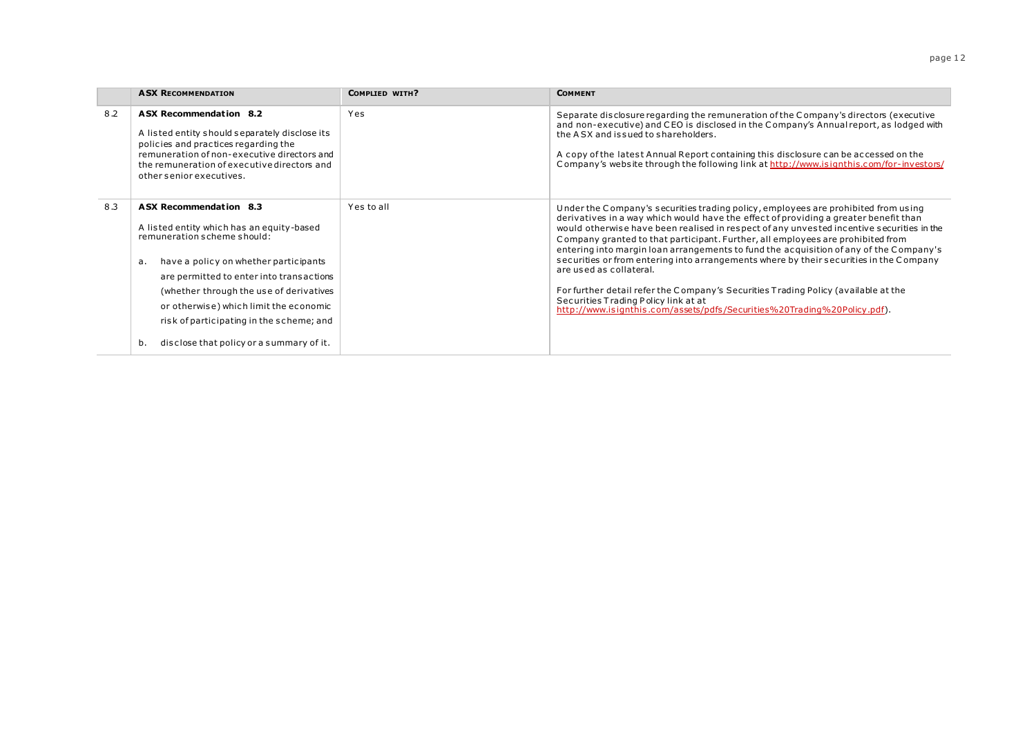| | ASX RECOMMENDATION | COMPLIED WITH? | COMMENT |
|---|---|---|---|
| 8.2 | **ASX Recommendation 8.2**<br><br>A listed entity should separately disclose its policies and practices regarding the remuneration of non-executive directors and the remuneration of executive directors and other senior executives. | Yes | Separate disclosure regarding the remuneration of the Company's directors (executive and non-executive) and CEO is disclosed in the Company's Annual report, as lodged with the ASX and issued to shareholders.<br><br>A copy of the latest Annual Report containing this disclosure can be accessed on the Company's website through the following link at http://www.isignthis.com/for-investors/ |
| 8.3 | **ASX Recommendation 8.3**<br><br>A listed entity which has an equity-based remuneration scheme should:<br><br>a. have a policy on whether participants are permitted to enter into transactions (whether through the use of derivatives or otherwise) which limit the economic risk of participating in the scheme; and<br><br>b. disclose that policy or a summary of it. | Yes to all | Under the Company's securities trading policy, employees are prohibited from using derivatives in a way which would have the effect of providing a greater benefit than would otherwise have been realised in respect of any unvested incentive securities in the Company granted to that participant. Further, all employees are prohibited from entering into margin loan arrangements to fund the acquisition of any of the Company's securities or from entering into arrangements where by their securities in the Company are used as collateral.<br><br>For further detail refer the Company's Securities Trading Policy (available at the Securities Trading Policy link at at http://www.isignthis.com/assets/pdfs/Securities%20Trading%20Policy.pdf). |